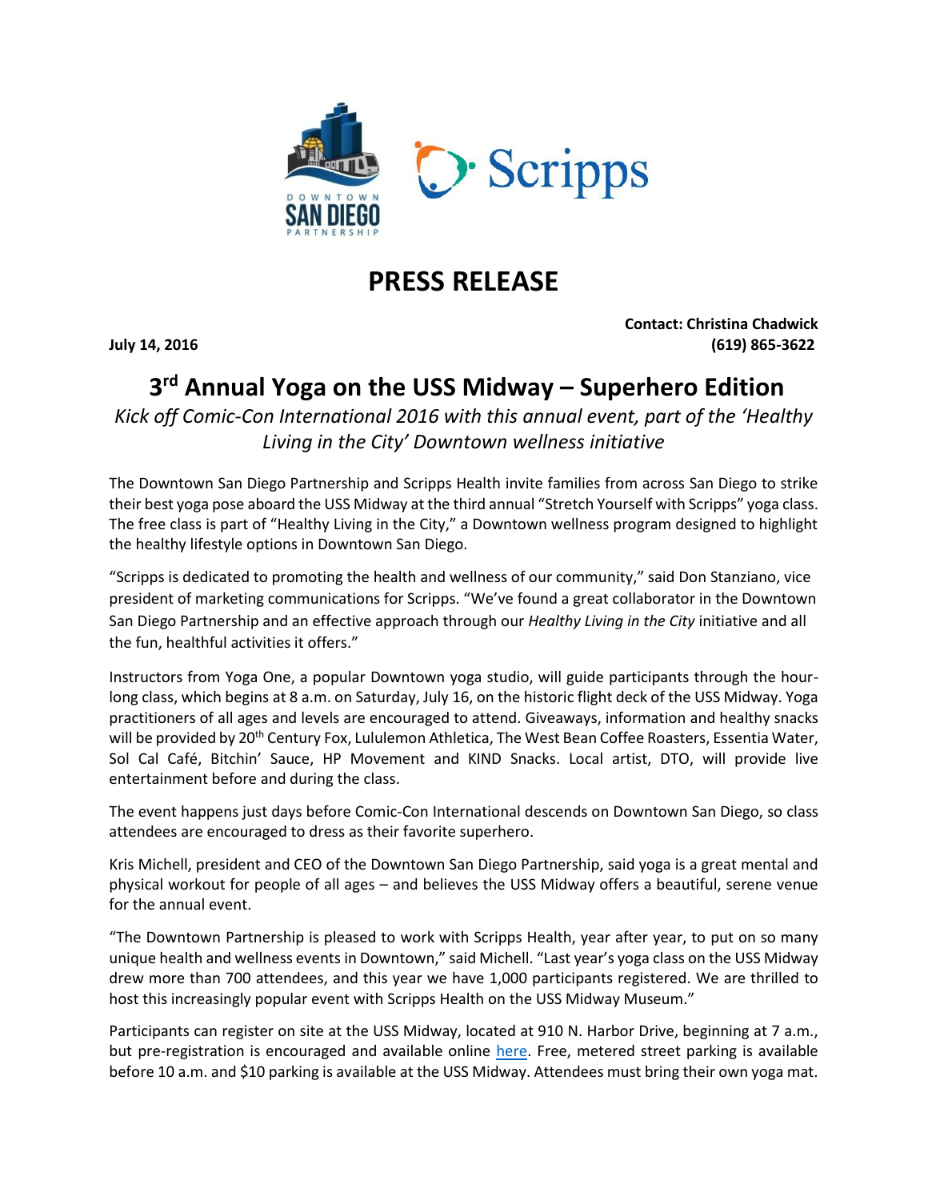# PRESS RELEASE

**Contact: Christina Chadwick**
**(619) 865-3622**

**July 14, 2016**

## 3rd Annual Yoga on the USS Midway – Superhero Edition

*Kick off Comic-Con International 2016 with this annual event, part of the 'Healthy Living in the City' Downtown wellness initiative*

The Downtown San Diego Partnership and Scripps Health invite families from across San Diego to strike their best yoga pose aboard the USS Midway at the third annual "Stretch Yourself with Scripps" yoga class. The free class is part of "Healthy Living in the City," a Downtown wellness program designed to highlight the healthy lifestyle options in Downtown San Diego.

"Scripps is dedicated to promoting the health and wellness of our community," said Don Stanziano, vice president of marketing communications for Scripps. "We've found a great collaborator in the Downtown San Diego Partnership and an effective approach through our *Healthy Living in the City* initiative and all the fun, healthful activities it offers."

Instructors from Yoga One, a popular Downtown yoga studio, will guide participants through the hour-long class, which begins at 8 a.m. on Saturday, July 16, on the historic flight deck of the USS Midway. Yoga practitioners of all ages and levels are encouraged to attend. Giveaways, information and healthy snacks will be provided by 20th Century Fox, Lululemon Athletica, The West Bean Coffee Roasters, Essentia Water, Sol Cal Café, Bitchin' Sauce, HP Movement and KIND Snacks. Local artist, DTO, will provide live entertainment before and during the class.

The event happens just days before Comic-Con International descends on Downtown San Diego, so class attendees are encouraged to dress as their favorite superhero.

Kris Michell, president and CEO of the Downtown San Diego Partnership, said yoga is a great mental and physical workout for people of all ages – and believes the USS Midway offers a beautiful, serene venue for the annual event.

"The Downtown Partnership is pleased to work with Scripps Health, year after year, to put on so many unique health and wellness events in Downtown," said Michell. "Last year's yoga class on the USS Midway drew more than 700 attendees, and this year we have 1,000 participants registered. We are thrilled to host this increasingly popular event with Scripps Health on the USS Midway Museum."

Participants can register on site at the USS Midway, located at 910 N. Harbor Drive, beginning at 7 a.m., but pre-registration is encouraged and available online here. Free, metered street parking is available before 10 a.m. and $10 parking is available at the USS Midway. Attendees must bring their own yoga mat.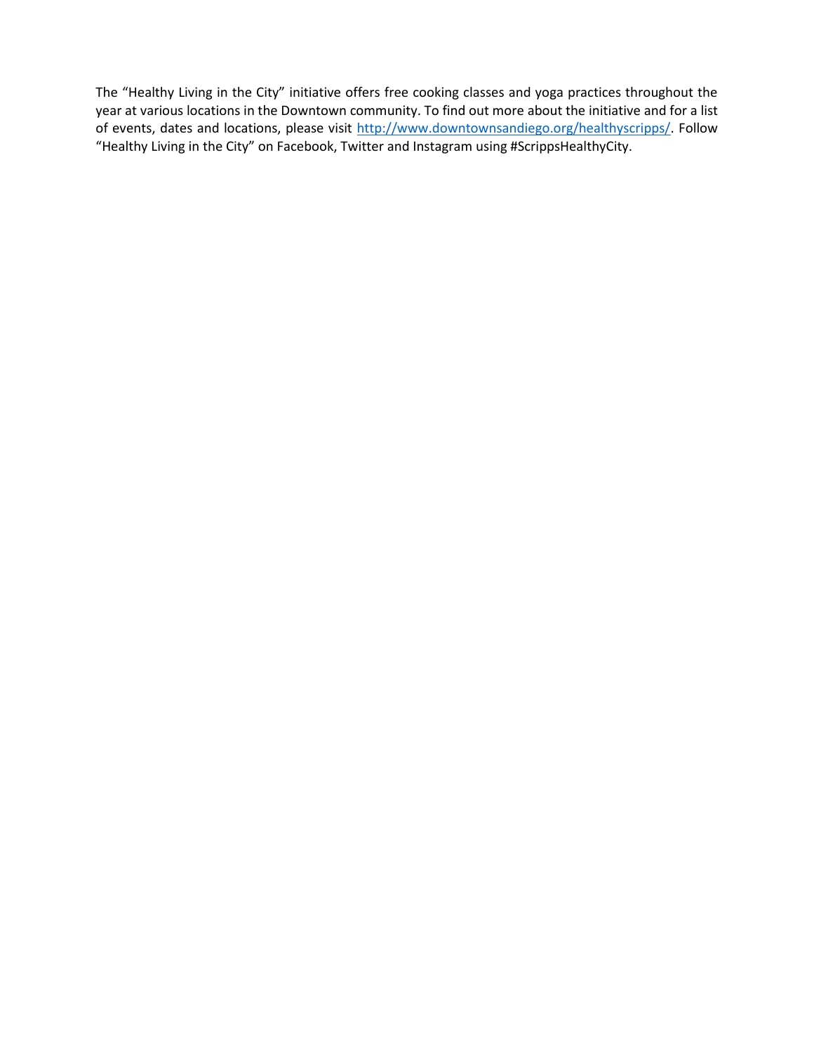The "Healthy Living in the City" initiative offers free cooking classes and yoga practices throughout the year at various locations in the Downtown community. To find out more about the initiative and for a list of events, dates and locations, please visit [http://www.downtownsandiego.org/healthyscripps/](http://www.downtownsandiego.org/healthyscripps/). Follow "Healthy Living in the City" on Facebook, Twitter and Instagram using #ScrippsHealthyCity.